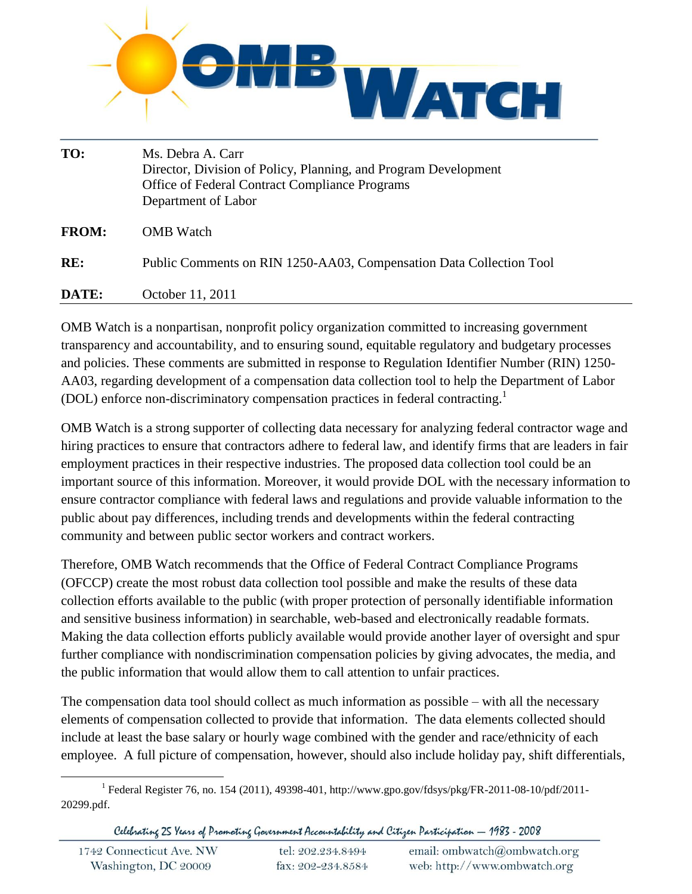**OMB WATCH**

| | |
|---|---|
| **TO:** | Ms. Debra A. Carr<br>Director, Division of Policy, Planning, and Program Development<br>Office of Federal Contract Compliance Programs<br>Department of Labor |
| **FROM:** | OMB Watch |
| **RE:** | Public Comments on RIN 1250-AA03, Compensation Data Collection Tool |
| **DATE:** | October 11, 2011 |

OMB Watch is a nonpartisan, nonprofit policy organization committed to increasing government transparency and accountability, and to ensuring sound, equitable regulatory and budgetary processes and policies. These comments are submitted in response to Regulation Identifier Number (RIN) 1250-AA03, regarding development of a compensation data collection tool to help the Department of Labor (DOL) enforce non-discriminatory compensation practices in federal contracting.[1]

OMB Watch is a strong supporter of collecting data necessary for analyzing federal contractor wage and hiring practices to ensure that contractors adhere to federal law, and identify firms that are leaders in fair employment practices in their respective industries. The proposed data collection tool could be an important source of this information. Moreover, it would provide DOL with the necessary information to ensure contractor compliance with federal laws and regulations and provide valuable information to the public about pay differences, including trends and developments within the federal contracting community and between public sector workers and contract workers.

Therefore, OMB Watch recommends that the Office of Federal Contract Compliance Programs (OFCCP) create the most robust data collection tool possible and make the results of these data collection efforts available to the public (with proper protection of personally identifiable information and sensitive business information) in searchable, web-based and electronically readable formats. Making the data collection efforts publicly available would provide another layer of oversight and spur further compliance with nondiscrimination compensation policies by giving advocates, the media, and the public information that would allow them to call attention to unfair practices.

The compensation data tool should collect as much information as possible – with all the necessary elements of compensation collected to provide that information. The data elements collected should include at least the base salary or hourly wage combined with the gender and race/ethnicity of each employee. A full picture of compensation, however, should also include holiday pay, shift differentials,

[1] Federal Register 76, no. 154 (2011), 49398-401, http://www.gpo.gov/fdsys/pkg/FR-2011-08-10/pdf/2011-20299.pdf.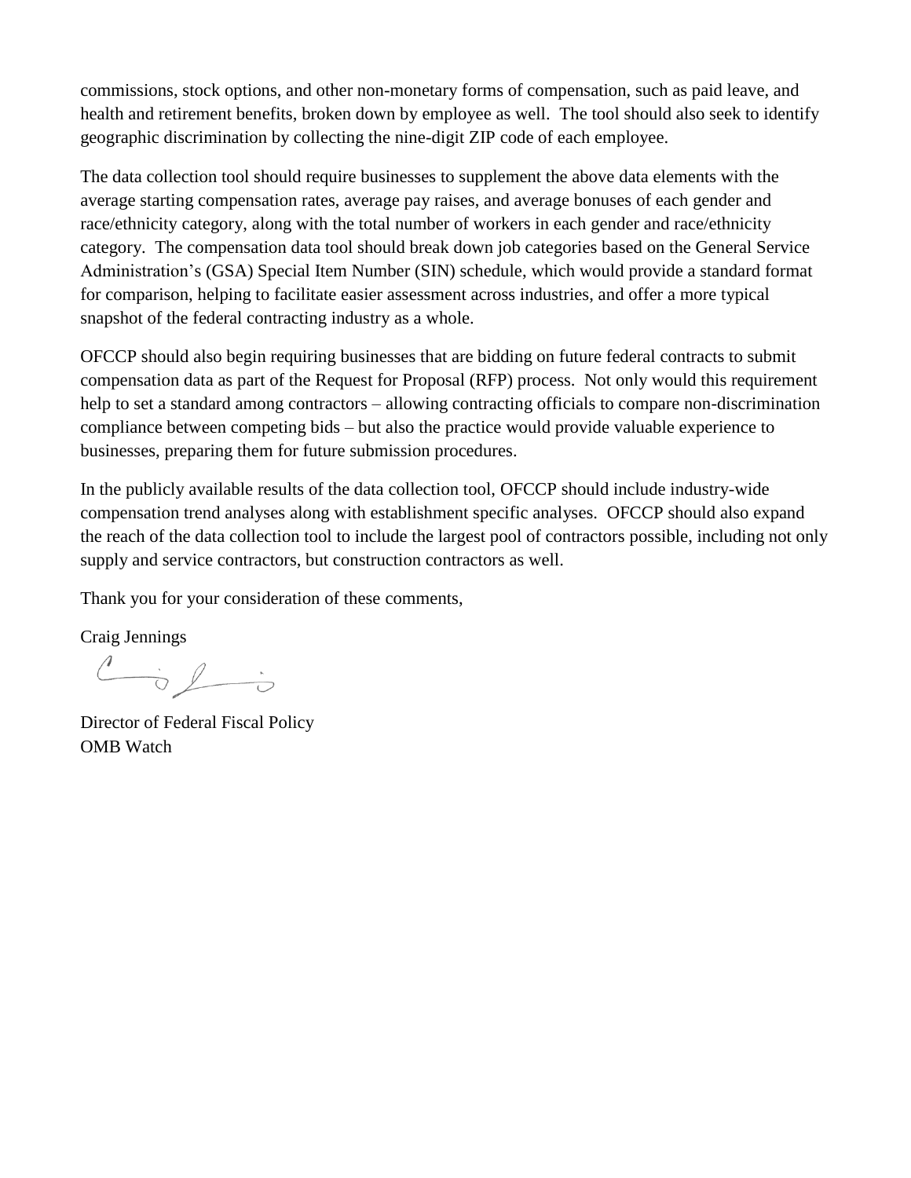commissions, stock options, and other non-monetary forms of compensation, such as paid leave, and health and retirement benefits, broken down by employee as well. The tool should also seek to identify geographic discrimination by collecting the nine-digit ZIP code of each employee.

The data collection tool should require businesses to supplement the above data elements with the average starting compensation rates, average pay raises, and average bonuses of each gender and race/ethnicity category, along with the total number of workers in each gender and race/ethnicity category. The compensation data tool should break down job categories based on the General Service Administration's (GSA) Special Item Number (SIN) schedule, which would provide a standard format for comparison, helping to facilitate easier assessment across industries, and offer a more typical snapshot of the federal contracting industry as a whole.

OFCCP should also begin requiring businesses that are bidding on future federal contracts to submit compensation data as part of the Request for Proposal (RFP) process. Not only would this requirement help to set a standard among contractors – allowing contracting officials to compare non-discrimination compliance between competing bids – but also the practice would provide valuable experience to businesses, preparing them for future submission procedures.

In the publicly available results of the data collection tool, OFCCP should include industry-wide compensation trend analyses along with establishment specific analyses. OFCCP should also expand the reach of the data collection tool to include the largest pool of contractors possible, including not only supply and service contractors, but construction contractors as well.

Thank you for your consideration of these comments,

Craig Jennings

Director of Federal Fiscal Policy
OMB Watch